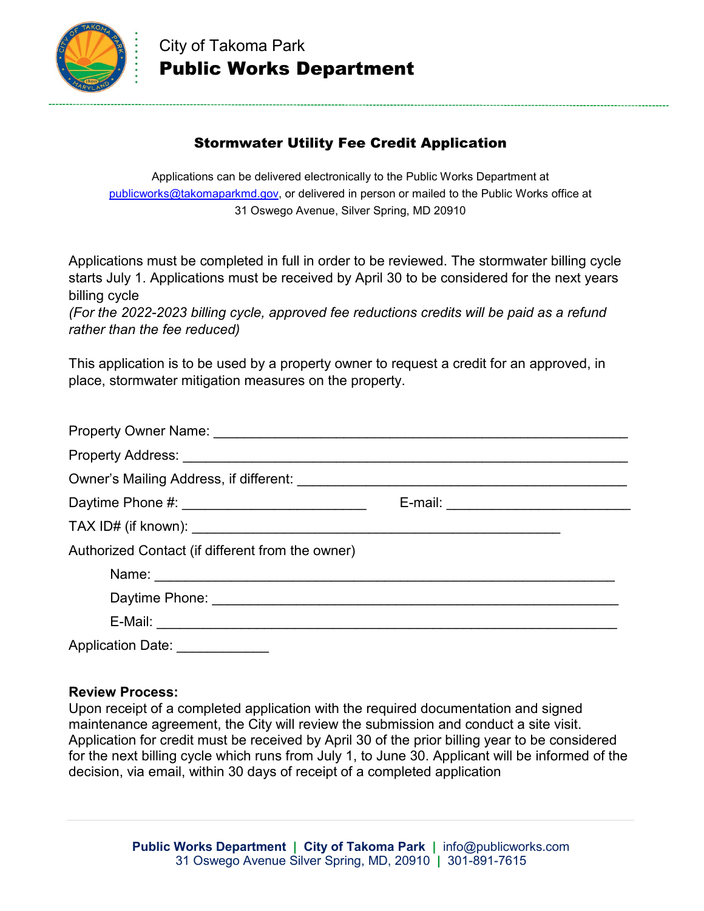City of Takoma Park

# Public Works Department

## Stormwater Utility Fee Credit Application

Applications can be delivered electronically to the Public Works Department at publicworks@takomaparkmd.gov, or delivered in person or mailed to the Public Works office at 31 Oswego Avenue, Silver Spring, MD 20910

Applications must be completed in full in order to be reviewed. The stormwater billing cycle starts July 1. Applications must be received by April 30 to be considered for the next years billing cycle
*(For the 2022-2023 billing cycle, approved fee reductions credits will be paid as a refund rather than the fee reduced)*

This application is to be used by a property owner to request a credit for an approved, in place, stormwater mitigation measures on the property.

Property Owner Name: ____________________________________________________

Property Address: _______________________________________________________

Owner's Mailing Address, if different: ________________________________________

Daytime Phone #: ________________________ E-mail: ________________________

TAX ID# (if known): _______________________________________________

Authorized Contact (if different from the owner)

Name: ___________________________________________________________

Daytime Phone: ____________________________________________________

E-Mail: __________________________________________________________

Application Date: ____________

**Review Process:**
Upon receipt of a completed application with the required documentation and signed maintenance agreement, the City will review the submission and conduct a site visit. Application for credit must be received by April 30 of the prior billing year to be considered for the next billing cycle which runs from July 1, to June 30. Applicant will be informed of the decision, via email, within 30 days of receipt of a completed application

**Public Works Department | City of Takoma Park |** info@publicworks.com
31 Oswego Avenue Silver Spring, MD, 20910 | 301-891-7615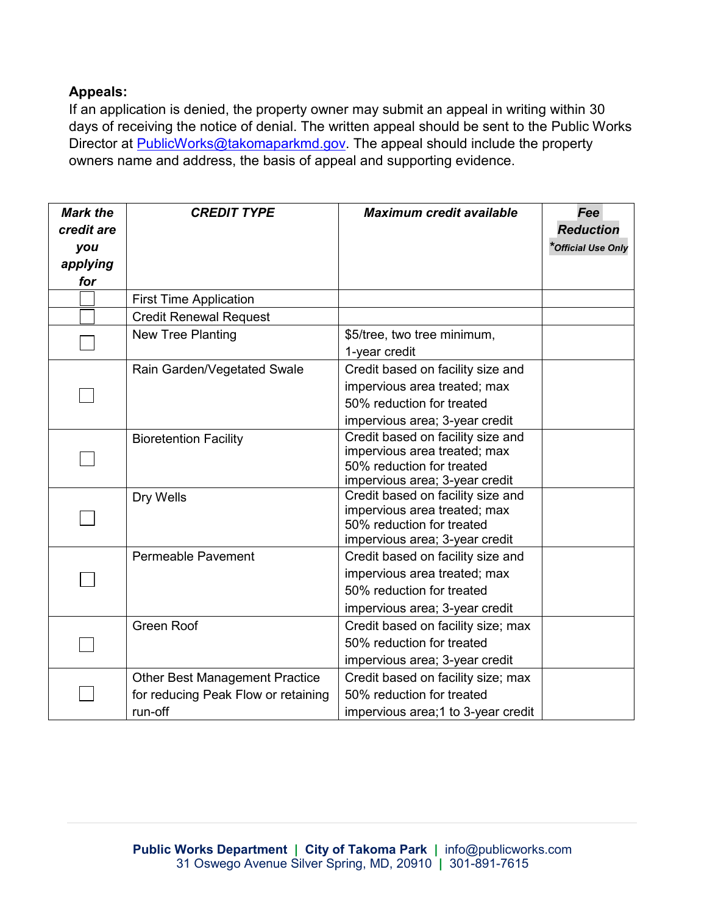**Appeals:**

If an application is denied, the property owner may submit an appeal in writing within 30 days of receiving the notice of denial. The written appeal should be sent to the Public Works Director at PublicWorks@takomaparkmd.gov. The appeal should include the property owners name and address, the basis of appeal and supporting evidence.

| ***Mark the credit are you applying for*** | ***CREDIT TYPE*** | ***Maximum credit available*** | ***Fee Reduction*** *\*Official Use Only* |
|---|---|---|---|
| ☐ | First Time Application | | |
| ☐ | Credit Renewal Request | | |
| ☐ | New Tree Planting | $5/tree, two tree minimum, 1-year credit | |
| ☐ | Rain Garden/Vegetated Swale | Credit based on facility size and impervious area treated; max 50% reduction for treated impervious area; 3-year credit | |
| ☐ | Bioretention Facility | Credit based on facility size and impervious area treated; max 50% reduction for treated impervious area; 3-year credit | |
| ☐ | Dry Wells | Credit based on facility size and impervious area treated; max 50% reduction for treated impervious area; 3-year credit | |
| ☐ | Permeable Pavement | Credit based on facility size and impervious area treated; max 50% reduction for treated impervious area; 3-year credit | |
| ☐ | Green Roof | Credit based on facility size; max 50% reduction for treated impervious area; 3-year credit | |
| ☐ | Other Best Management Practice for reducing Peak Flow or retaining run-off | Credit based on facility size; max 50% reduction for treated impervious area;1 to 3-year credit | |

**Public Works Department** | **City of Takoma Park** | info@publicworks.com
31 Oswego Avenue Silver Spring, MD, 20910 | 301-891-7615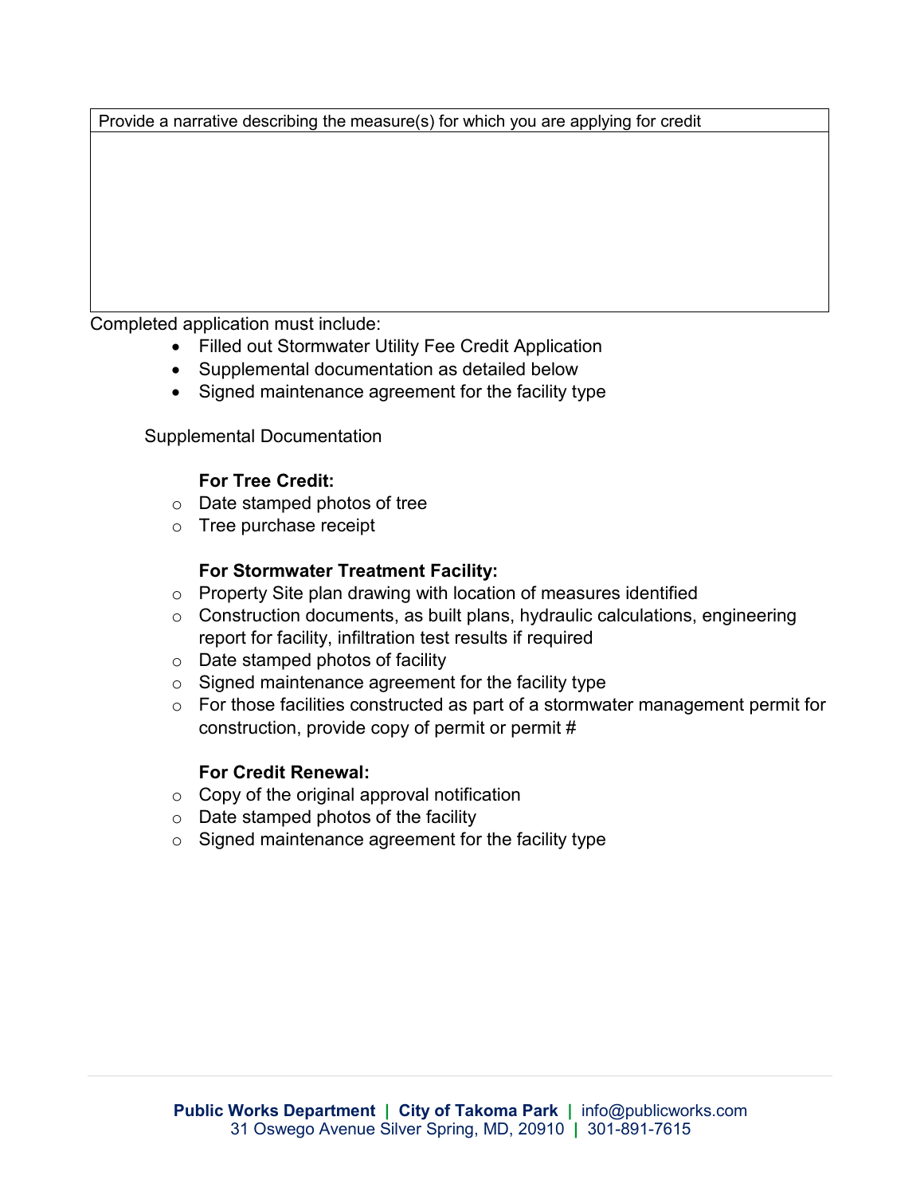| Provide a narrative describing the measure(s) for which you are applying for credit |
| --- |
| |

Completed application must include:

- Filled out Stormwater Utility Fee Credit Application
- Supplemental documentation as detailed below
- Signed maintenance agreement for the facility type

Supplemental Documentation

**For Tree Credit:**

- Date stamped photos of tree
- Tree purchase receipt

**For Stormwater Treatment Facility:**

- Property Site plan drawing with location of measures identified
- Construction documents, as built plans, hydraulic calculations, engineering report for facility, infiltration test results if required
- Date stamped photos of facility
- Signed maintenance agreement for the facility type
- For those facilities constructed as part of a stormwater management permit for construction, provide copy of permit or permit #

**For Credit Renewal:**

- Copy of the original approval notification
- Date stamped photos of the facility
- Signed maintenance agreement for the facility type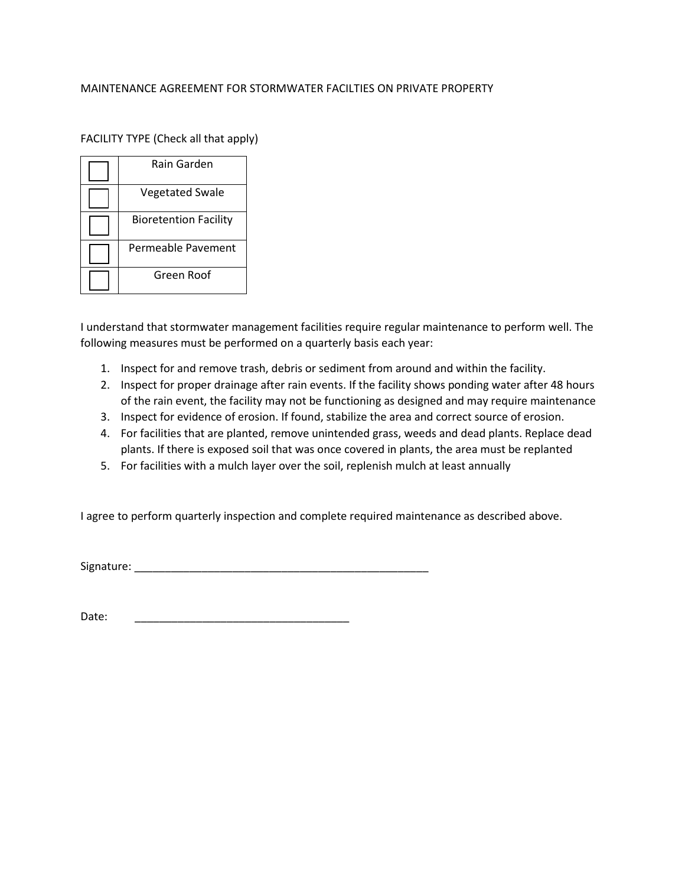# MAINTENANCE AGREEMENT FOR STORMWATER FACILTIES ON PRIVATE PROPERTY

FACILITY TYPE (Check all that apply)

| | |
|---|---|
| ☐ | Rain Garden |
| ☐ | Vegetated Swale |
| ☐ | Bioretention Facility |
| ☐ | Permeable Pavement |
| ☐ | Green Roof |

I understand that stormwater management facilities require regular maintenance to perform well. The following measures must be performed on a quarterly basis each year:

1. Inspect for and remove trash, debris or sediment from around and within the facility.
2. Inspect for proper drainage after rain events. If the facility shows ponding water after 48 hours of the rain event, the facility may not be functioning as designed and may require maintenance
3. Inspect for evidence of erosion. If found, stabilize the area and correct source of erosion.
4. For facilities that are planted, remove unintended grass, weeds and dead plants. Replace dead plants. If there is exposed soil that was once covered in plants, the area must be replanted
5. For facilities with a mulch layer over the soil, replenish mulch at least annually

I agree to perform quarterly inspection and complete required maintenance as described above.

Signature: ___________________________________________________

Date: ____________________________________